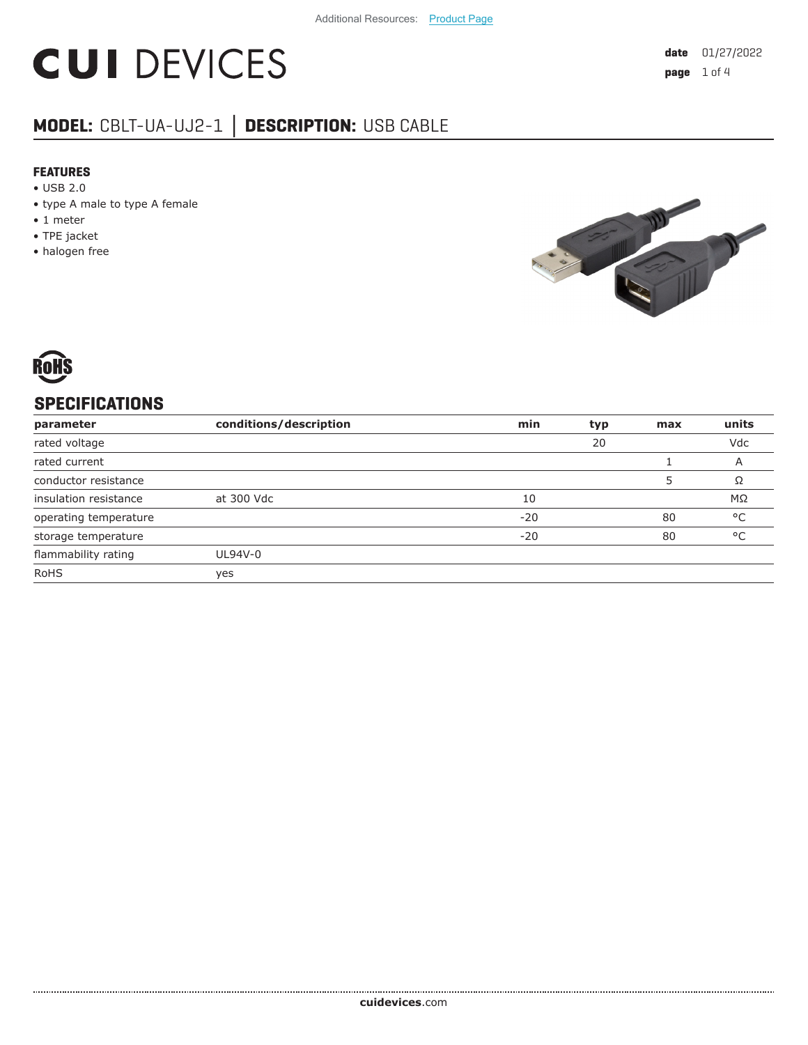Additional Resources: Product Page

# CUI DEVICES

**date** 01/27/2022

## MODEL: CBLT-UA-UJ2-1 │ DESCRIPTION: USB CABLE

### FEATURES

- USB 2.0
- type A male to type A female
- 1 meter
- TPE jacket
- halogen free

RoHS

## SPECIFICATIONS

| parameter | conditions/description | min | typ | max | units |
|---|---|---|---|---|---|
| rated voltage | | | 20 | | Vdc |
| rated current | | | | 1 | A |
| conductor resistance | | | | 5 | Ω |
| insulation resistance | at 300 Vdc | 10 | | | MΩ |
| operating temperature | | -20 | | 80 | °C |
| storage temperature | | -20 | | 80 | °C |
| flammability rating | UL94V-0 | | | | |
| RoHS | yes | | | | |

**cuidevices**.com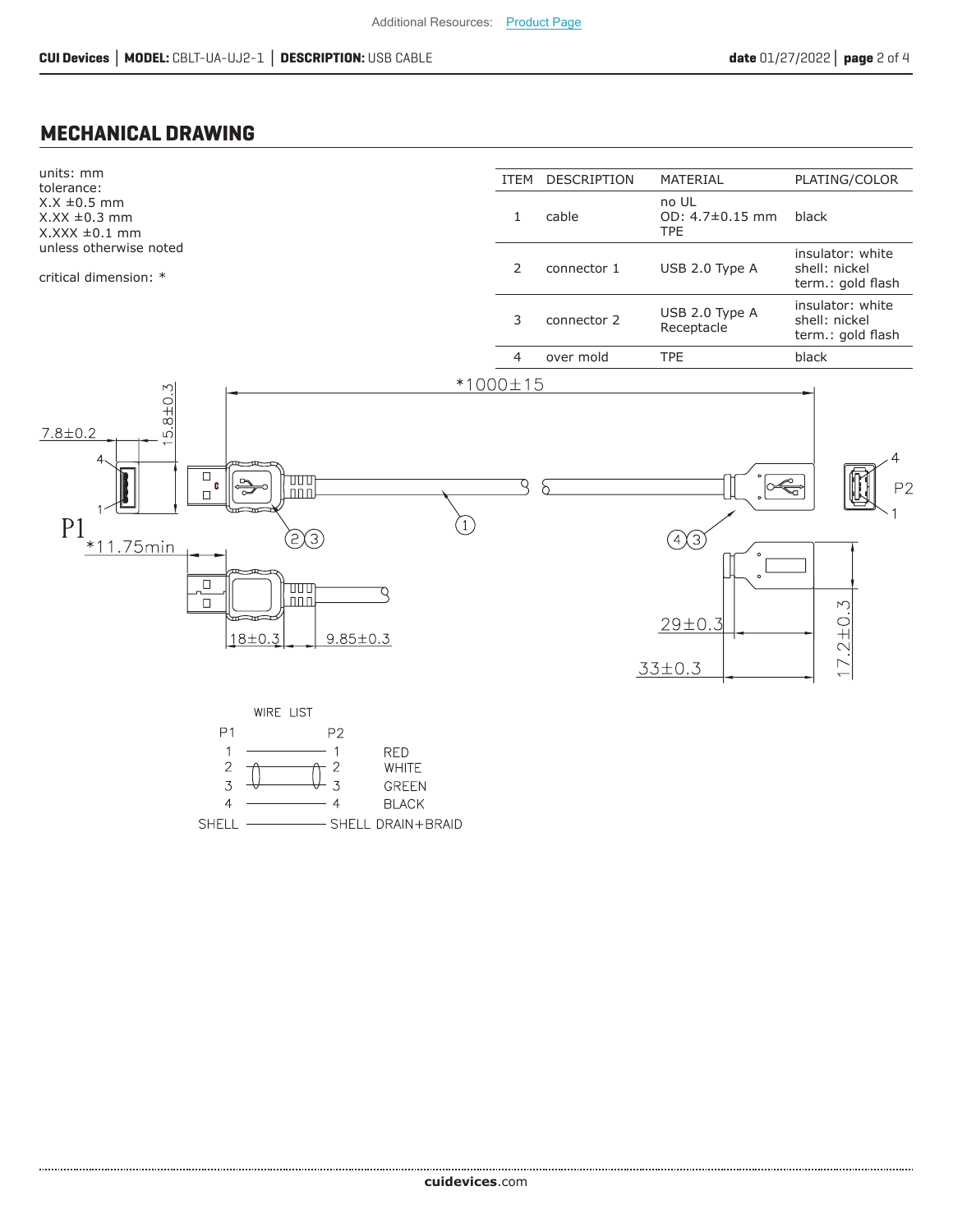## MECHANICAL DRAWING

units: mm
tolerance:
X.X ±0.5 mm
X.XX ±0.3 mm
X.XXX ±0.1 mm
unless otherwise noted

critical dimension: *

| ITEM | DESCRIPTION | MATERIAL | PLATING/COLOR |
|---|---|---|---|
| 1 | cable | no UL<br>OD: 4.7±0.15 mm<br>TPE | black |
| 2 | connector 1 | USB 2.0 Type A | insulator: white<br>shell: nickel<br>term.: gold flash |
| 3 | connector 2 | USB 2.0 Type A Receptacle | insulator: white<br>shell: nickel<br>term.: gold flash |
| 4 | over mold | TPE | black |

*1000±15

7.8±0.2

15.8±0.3

P1

*11.75min

18±0.3

9.85±0.3

P2

29±0.3

33±0.3

17.2±0.3

WIRE LIST

| P1 | P2 | |
|---|---|---|
| 1 | 1 | RED |
| 2 | 2 | WHITE |
| 3 | 3 | GREEN |
| 4 | 4 | BLACK |
| SHELL | SHELL | DRAIN+BRAID |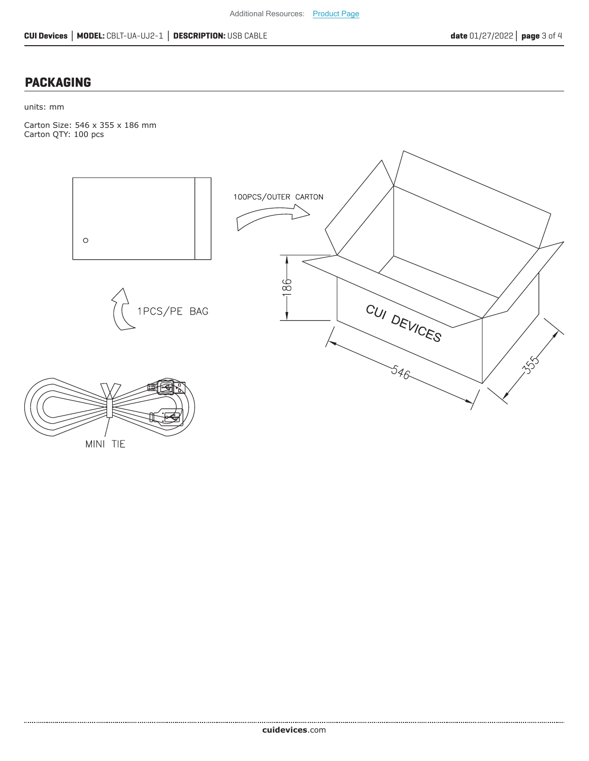## PACKAGING

units: mm

Carton Size: 546 x 355 x 186 mm
Carton QTY: 100 pcs

1PCS/PE BAG

100PCS/OUTER CARTON

MINI TIE

CUI DEVICES

186

546

355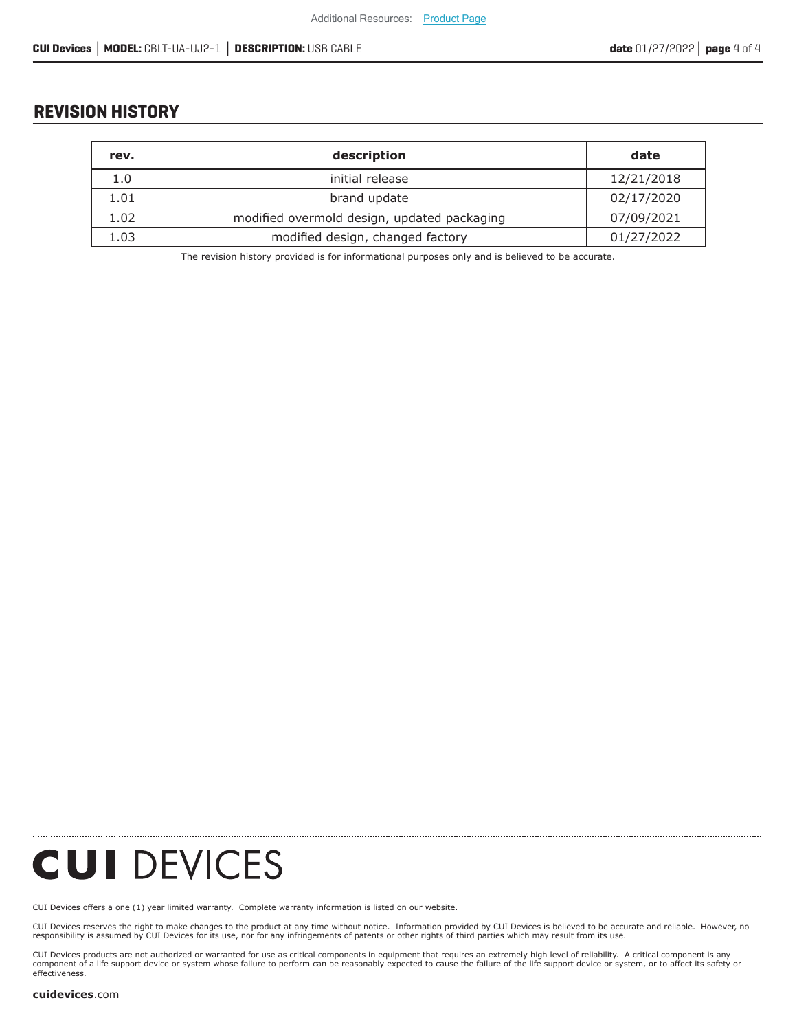## REVISION HISTORY

| rev. | description | date |
| --- | --- | --- |
| 1.0 | initial release | 12/21/2018 |
| 1.01 | brand update | 02/17/2020 |
| 1.02 | modified overmold design, updated packaging | 07/09/2021 |
| 1.03 | modified design, changed factory | 01/27/2022 |

The revision history provided is for informational purposes only and is believed to be accurate.

**CUI** DEVICES

CUI Devices offers a one (1) year limited warranty. Complete warranty information is listed on our website.

CUI Devices reserves the right to make changes to the product at any time without notice. Information provided by CUI Devices is believed to be accurate and reliable. However, no responsibility is assumed by CUI Devices for its use, nor for any infringements of patents or other rights of third parties which may result from its use.

CUI Devices products are not authorized or warranted for use as critical components in equipment that requires an extremely high level of reliability. A critical component is any component of a life support device or system whose failure to perform can be reasonably expected to cause the failure of the life support device or system, or to affect its safety or effectiveness.

**cuidevices**.com